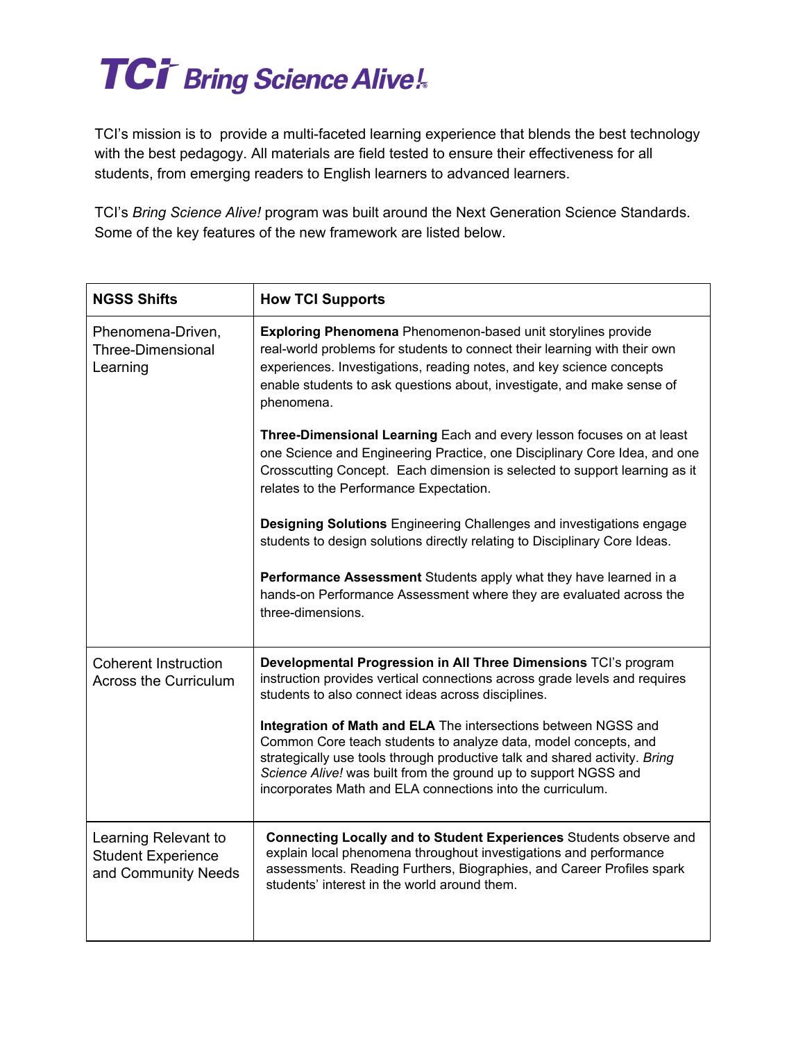# TCI Bring Science Alive!

TCI's mission is to provide a multi-faceted learning experience that blends the best technology with the best pedagogy. All materials are field tested to ensure their effectiveness for all students, from emerging readers to English learners to advanced learners.

TCI's *Bring Science Alive!* program was built around the Next Generation Science Standards. Some of the key features of the new framework are listed below.

| NGSS Shifts | How TCI Supports |
|---|---|
| Phenomena-Driven, Three-Dimensional Learning | **Exploring Phenomena** Phenomenon-based unit storylines provide real-world problems for students to connect their learning with their own experiences. Investigations, reading notes, and key science concepts enable students to ask questions about, investigate, and make sense of phenomena.<br><br>**Three-Dimensional Learning** Each and every lesson focuses on at least one Science and Engineering Practice, one Disciplinary Core Idea, and one Crosscutting Concept. Each dimension is selected to support learning as it relates to the Performance Expectation.<br><br>**Designing Solutions** Engineering Challenges and investigations engage students to design solutions directly relating to Disciplinary Core Ideas.<br><br>**Performance Assessment** Students apply what they have learned in a hands-on Performance Assessment where they are evaluated across the three-dimensions. |
| Coherent Instruction Across the Curriculum | **Developmental Progression in All Three Dimensions** TCI's program instruction provides vertical connections across grade levels and requires students to also connect ideas across disciplines.<br><br>**Integration of Math and ELA** The intersections between NGSS and Common Core teach students to analyze data, model concepts, and strategically use tools through productive talk and shared activity. *Bring Science Alive!* was built from the ground up to support NGSS and incorporates Math and ELA connections into the curriculum. |
| Learning Relevant to Student Experience and Community Needs | **Connecting Locally and to Student Experiences** Students observe and explain local phenomena throughout investigations and performance assessments. Reading Furthers, Biographies, and Career Profiles spark students' interest in the world around them. |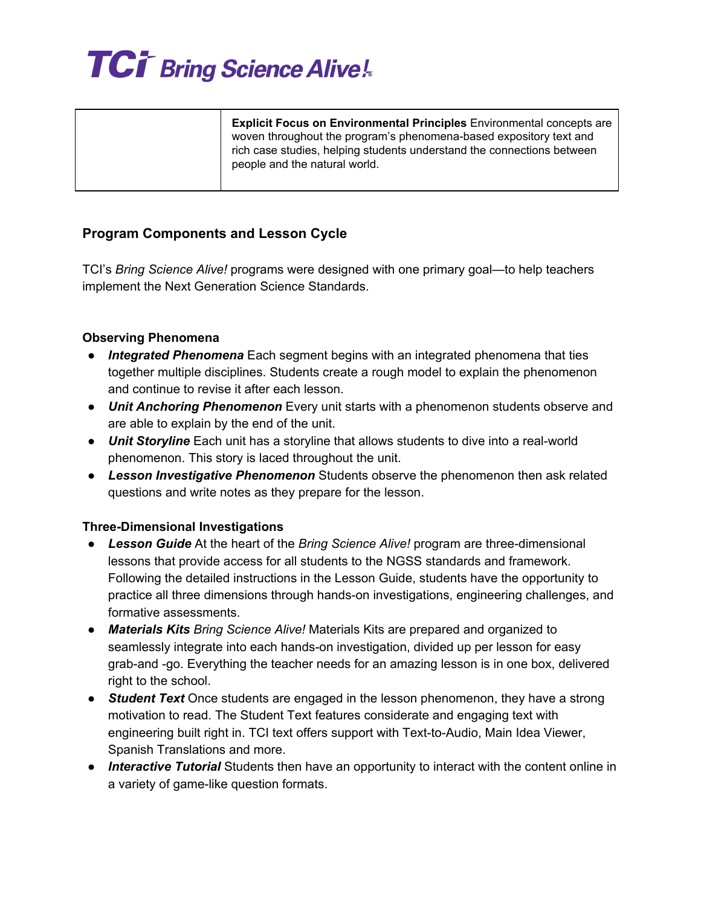| | **Explicit Focus on Environmental Principles** Environmental concepts are woven throughout the program's phenomena-based expository text and rich case studies, helping students understand the connections between people and the natural world. |
|---|---|

## Program Components and Lesson Cycle

TCI's *Bring Science Alive!* programs were designed with one primary goal—to help teachers implement the Next Generation Science Standards.

### Observing Phenomena

- ***Integrated Phenomena*** Each segment begins with an integrated phenomena that ties together multiple disciplines. Students create a rough model to explain the phenomenon and continue to revise it after each lesson.
- ***Unit Anchoring Phenomenon*** Every unit starts with a phenomenon students observe and are able to explain by the end of the unit.
- ***Unit Storyline*** Each unit has a storyline that allows students to dive into a real-world phenomenon. This story is laced throughout the unit.
- ***Lesson Investigative Phenomenon*** Students observe the phenomenon then ask related questions and write notes as they prepare for the lesson.

### Three-Dimensional Investigations

- ***Lesson Guide*** At the heart of the *Bring Science Alive!* program are three-dimensional lessons that provide access for all students to the NGSS standards and framework. Following the detailed instructions in the Lesson Guide, students have the opportunity to practice all three dimensions through hands-on investigations, engineering challenges, and formative assessments.
- ***Materials Kits*** *Bring Science Alive!* Materials Kits are prepared and organized to seamlessly integrate into each hands-on investigation, divided up per lesson for easy grab-and -go. Everything the teacher needs for an amazing lesson is in one box, delivered right to the school.
- ***Student Text*** Once students are engaged in the lesson phenomenon, they have a strong motivation to read. The Student Text features considerate and engaging text with engineering built right in. TCI text offers support with Text-to-Audio, Main Idea Viewer, Spanish Translations and more.
- ***Interactive Tutorial*** Students then have an opportunity to interact with the content online in a variety of game-like question formats.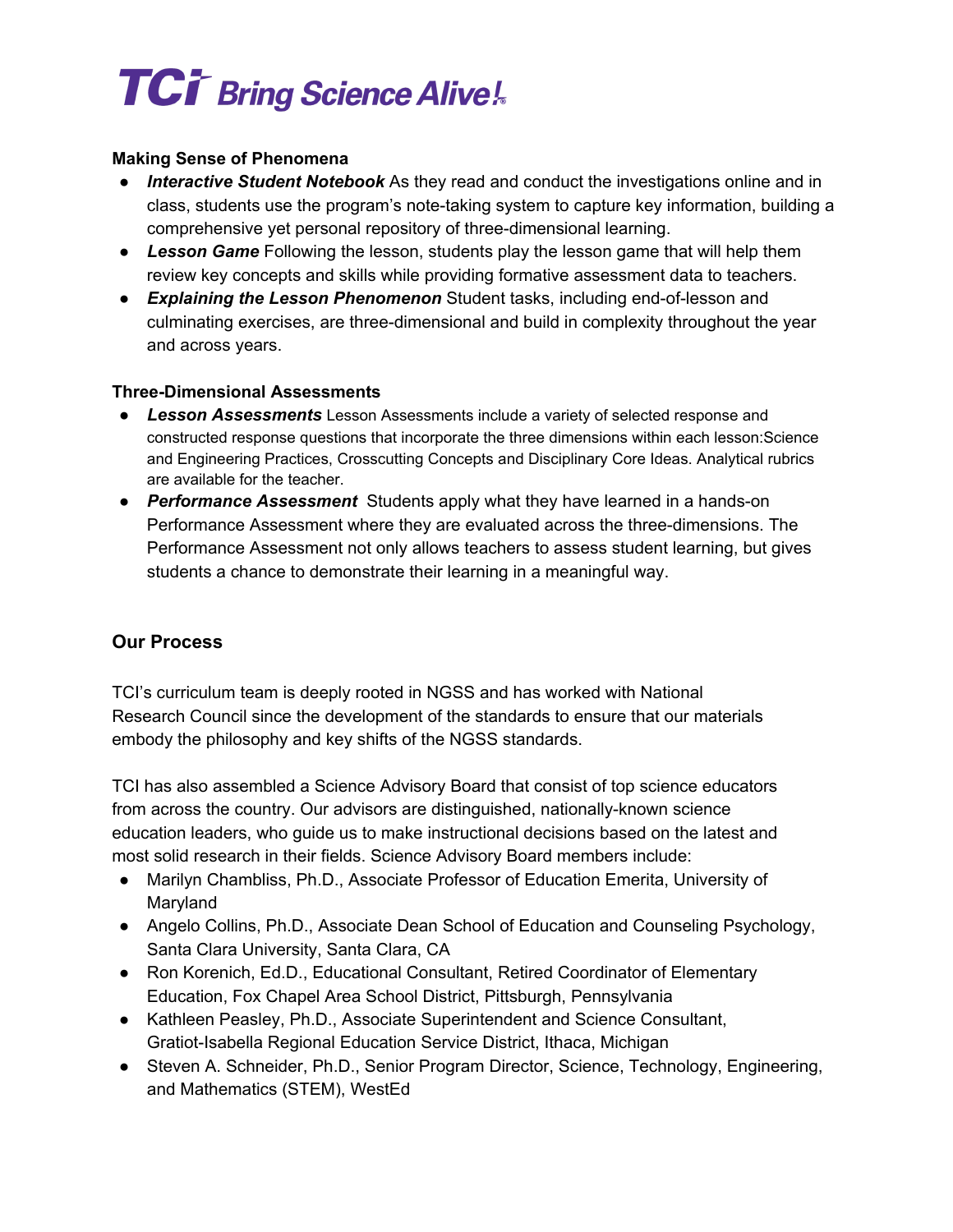**Making Sense of Phenomena**

- ***Interactive Student Notebook*** As they read and conduct the investigations online and in class, students use the program's note-taking system to capture key information, building a comprehensive yet personal repository of three-dimensional learning.
- ***Lesson Game*** Following the lesson, students play the lesson game that will help them review key concepts and skills while providing formative assessment data to teachers.
- ***Explaining the Lesson Phenomenon*** Student tasks, including end-of-lesson and culminating exercises, are three-dimensional and build in complexity throughout the year and across years.

**Three-Dimensional Assessments**

- ***Lesson Assessments*** Lesson Assessments include a variety of selected response and constructed response questions that incorporate the three dimensions within each lesson:Science and Engineering Practices, Crosscutting Concepts and Disciplinary Core Ideas. Analytical rubrics are available for the teacher.
- ***Performance Assessment*** Students apply what they have learned in a hands-on Performance Assessment where they are evaluated across the three-dimensions. The Performance Assessment not only allows teachers to assess student learning, but gives students a chance to demonstrate their learning in a meaningful way.

## Our Process

TCI's curriculum team is deeply rooted in NGSS and has worked with National Research Council since the development of the standards to ensure that our materials embody the philosophy and key shifts of the NGSS standards.

TCI has also assembled a Science Advisory Board that consist of top science educators from across the country. Our advisors are distinguished, nationally-known science education leaders, who guide us to make instructional decisions based on the latest and most solid research in their fields. Science Advisory Board members include:

- Marilyn Chambliss, Ph.D., Associate Professor of Education Emerita, University of Maryland
- Angelo Collins, Ph.D., Associate Dean School of Education and Counseling Psychology, Santa Clara University, Santa Clara, CA
- Ron Korenich, Ed.D., Educational Consultant, Retired Coordinator of Elementary Education, Fox Chapel Area School District, Pittsburgh, Pennsylvania
- Kathleen Peasley, Ph.D., Associate Superintendent and Science Consultant, Gratiot-Isabella Regional Education Service District, Ithaca, Michigan
- Steven A. Schneider, Ph.D., Senior Program Director, Science, Technology, Engineering, and Mathematics (STEM), WestEd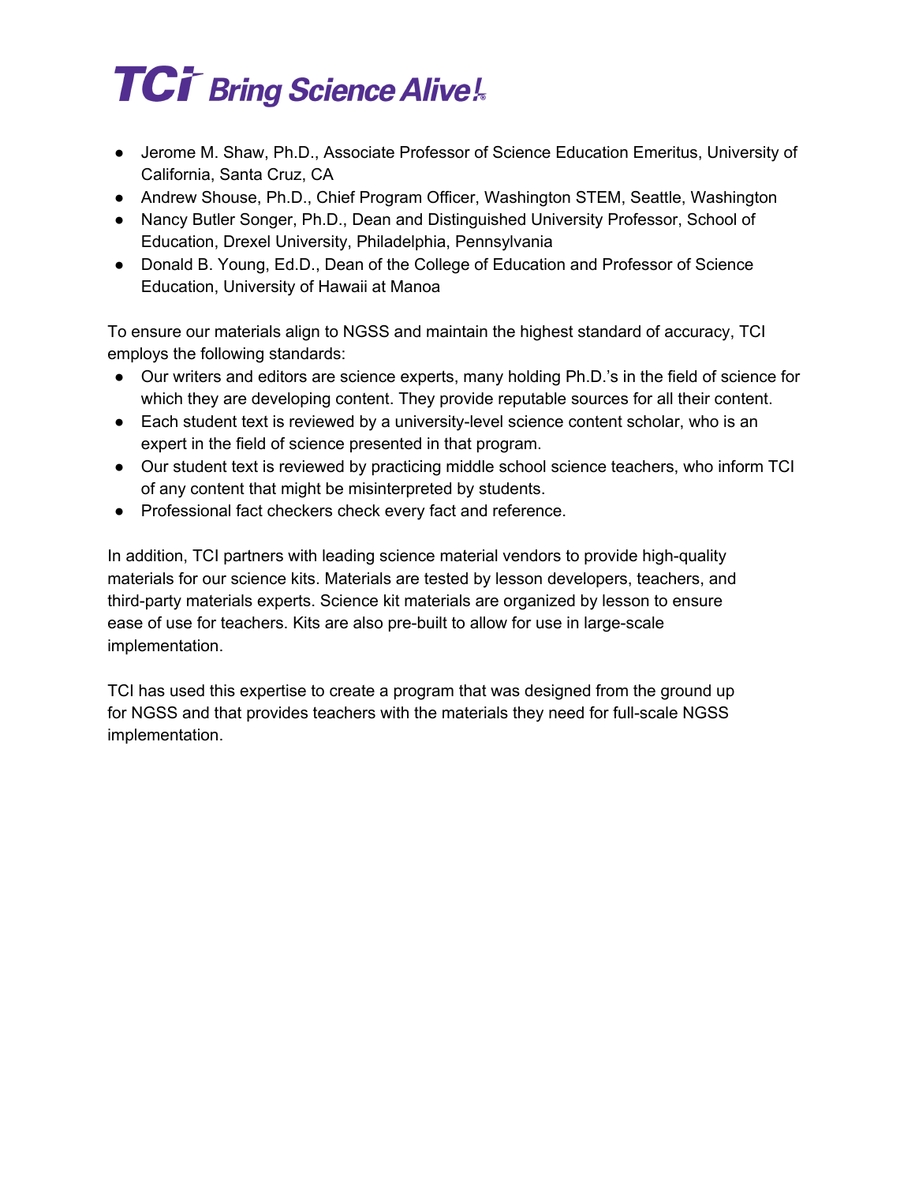- Jerome M. Shaw, Ph.D., Associate Professor of Science Education Emeritus, University of California, Santa Cruz, CA
- Andrew Shouse, Ph.D., Chief Program Officer, Washington STEM, Seattle, Washington
- Nancy Butler Songer, Ph.D., Dean and Distinguished University Professor, School of Education, Drexel University, Philadelphia, Pennsylvania
- Donald B. Young, Ed.D., Dean of the College of Education and Professor of Science Education, University of Hawaii at Manoa

To ensure our materials align to NGSS and maintain the highest standard of accuracy, TCI employs the following standards:

- Our writers and editors are science experts, many holding Ph.D.'s in the field of science for which they are developing content. They provide reputable sources for all their content.
- Each student text is reviewed by a university-level science content scholar, who is an expert in the field of science presented in that program.
- Our student text is reviewed by practicing middle school science teachers, who inform TCI of any content that might be misinterpreted by students.
- Professional fact checkers check every fact and reference.

In addition, TCI partners with leading science material vendors to provide high-quality materials for our science kits. Materials are tested by lesson developers, teachers, and third-party materials experts. Science kit materials are organized by lesson to ensure ease of use for teachers. Kits are also pre-built to allow for use in large-scale implementation.

TCI has used this expertise to create a program that was designed from the ground up for NGSS and that provides teachers with the materials they need for full-scale NGSS implementation.